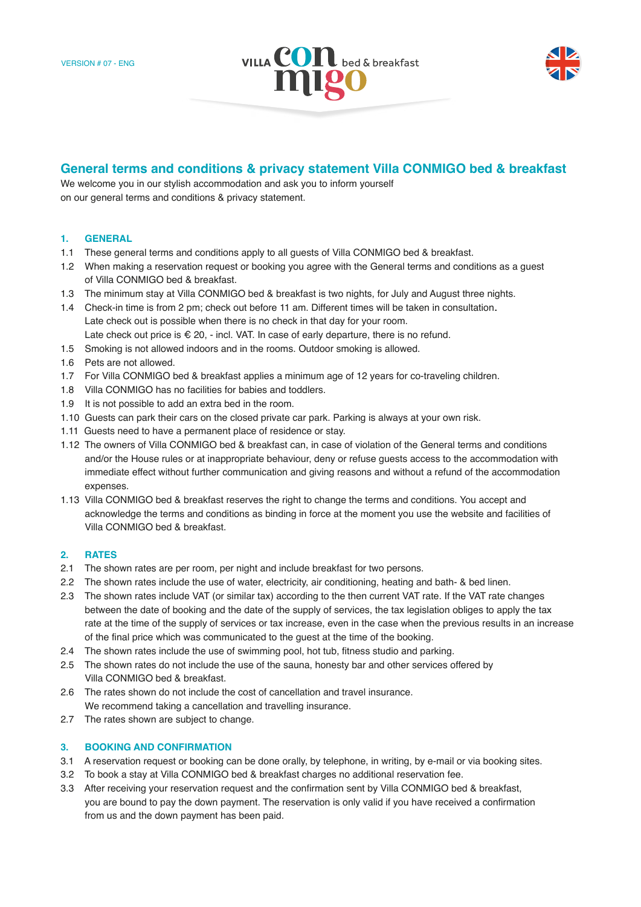VERSION # 07 - ENG

VILLA CONMIGO bed & breakfast

## General terms and conditions & privacy statement Villa CONMIGO bed & breakfast

We welcome you in our stylish accommodation and ask you to inform yourself on our general terms and conditions & privacy statement.

### 1. GENERAL

1.1 These general terms and conditions apply to all guests of Villa CONMIGO bed & breakfast.

1.2 When making a reservation request or booking you agree with the General terms and conditions as a guest of Villa CONMIGO bed & breakfast.

1.3 The minimum stay at Villa CONMIGO bed & breakfast is two nights, for July and August three nights.

1.4 Check-in time is from 2 pm; check out before 11 am. Different times will be taken in consultation. Late check out is possible when there is no check in that day for your room. Late check out price is € 20, - incl. VAT. In case of early departure, there is no refund.

1.5 Smoking is not allowed indoors and in the rooms. Outdoor smoking is allowed.

1.6 Pets are not allowed.

1.7 For Villa CONMIGO bed & breakfast applies a minimum age of 12 years for co-traveling children.

1.8 Villa CONMIGO has no facilities for babies and toddlers.

1.9 It is not possible to add an extra bed in the room.

1.10 Guests can park their cars on the closed private car park. Parking is always at your own risk.

1.11 Guests need to have a permanent place of residence or stay.

1.12 The owners of Villa CONMIGO bed & breakfast can, in case of violation of the General terms and conditions and/or the House rules or at inappropriate behaviour, deny or refuse guests access to the accommodation with immediate effect without further communication and giving reasons and without a refund of the accommodation expenses.

1.13 Villa CONMIGO bed & breakfast reserves the right to change the terms and conditions. You accept and acknowledge the terms and conditions as binding in force at the moment you use the website and facilities of Villa CONMIGO bed & breakfast.

### 2. RATES

2.1 The shown rates are per room, per night and include breakfast for two persons.

2.2 The shown rates include the use of water, electricity, air conditioning, heating and bath- & bed linen.

2.3 The shown rates include VAT (or similar tax) according to the then current VAT rate. If the VAT rate changes between the date of booking and the date of the supply of services, the tax legislation obliges to apply the tax rate at the time of the supply of services or tax increase, even in the case when the previous results in an increase of the final price which was communicated to the guest at the time of the booking.

2.4 The shown rates include the use of swimming pool, hot tub, fitness studio and parking.

2.5 The shown rates do not include the use of the sauna, honesty bar and other services offered by Villa CONMIGO bed & breakfast.

2.6 The rates shown do not include the cost of cancellation and travel insurance. We recommend taking a cancellation and travelling insurance.

2.7 The rates shown are subject to change.

### 3. BOOKING AND CONFIRMATION

3.1 A reservation request or booking can be done orally, by telephone, in writing, by e-mail or via booking sites.

3.2 To book a stay at Villa CONMIGO bed & breakfast charges no additional reservation fee.

3.3 After receiving your reservation request and the confirmation sent by Villa CONMIGO bed & breakfast, you are bound to pay the down payment. The reservation is only valid if you have received a confirmation from us and the down payment has been paid.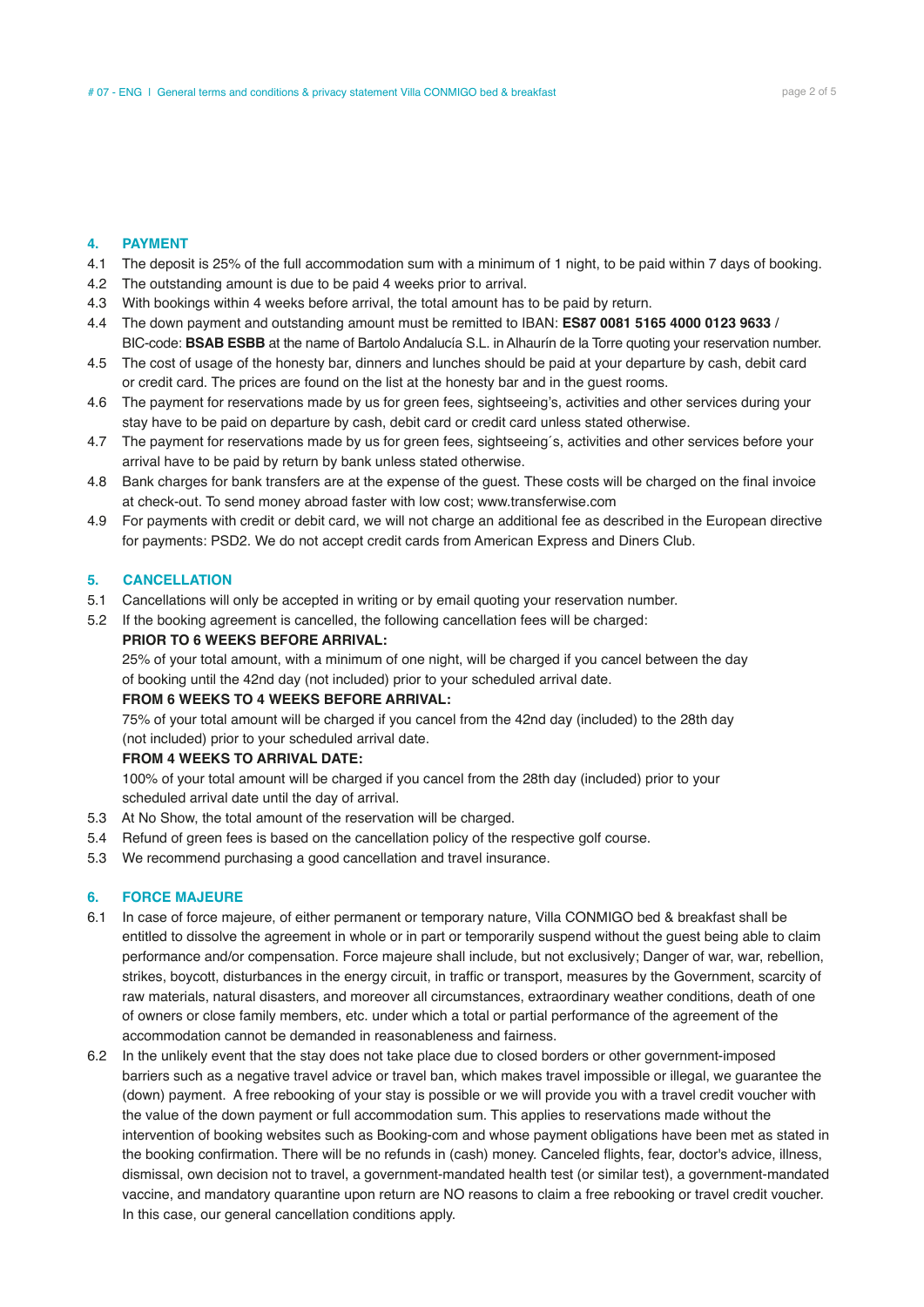## 4. PAYMENT

4.1 The deposit is 25% of the full accommodation sum with a minimum of 1 night, to be paid within 7 days of booking.

4.2 The outstanding amount is due to be paid 4 weeks prior to arrival.

4.3 With bookings within 4 weeks before arrival, the total amount has to be paid by return.

4.4 The down payment and outstanding amount must be remitted to IBAN: **ES87 0081 5165 4000 0123 9633** / BIC-code: **BSAB ESBB** at the name of Bartolo Andalucía S.L. in Alhaurín de la Torre quoting your reservation number.

4.5 The cost of usage of the honesty bar, dinners and lunches should be paid at your departure by cash, debit card or credit card. The prices are found on the list at the honesty bar and in the guest rooms.

4.6 The payment for reservations made by us for green fees, sightseeing's, activities and other services during your stay have to be paid on departure by cash, debit card or credit card unless stated otherwise.

4.7 The payment for reservations made by us for green fees, sightseeing´s, activities and other services before your arrival have to be paid by return by bank unless stated otherwise.

4.8 Bank charges for bank transfers are at the expense of the guest. These costs will be charged on the final invoice at check-out. To send money abroad faster with low cost; www.transferwise.com

4.9 For payments with credit or debit card, we will not charge an additional fee as described in the European directive for payments: PSD2. We do not accept credit cards from American Express and Diners Club.

## 5. CANCELLATION

5.1 Cancellations will only be accepted in writing or by email quoting your reservation number.

5.2 If the booking agreement is cancelled, the following cancellation fees will be charged:

**PRIOR TO 6 WEEKS BEFORE ARRIVAL:**

25% of your total amount, with a minimum of one night, will be charged if you cancel between the day of booking until the 42nd day (not included) prior to your scheduled arrival date.

**FROM 6 WEEKS TO 4 WEEKS BEFORE ARRIVAL:**

75% of your total amount will be charged if you cancel from the 42nd day (included) to the 28th day (not included) prior to your scheduled arrival date.

**FROM 4 WEEKS TO ARRIVAL DATE:**

100% of your total amount will be charged if you cancel from the 28th day (included) prior to your scheduled arrival date until the day of arrival.

5.3 At No Show, the total amount of the reservation will be charged.

5.4 Refund of green fees is based on the cancellation policy of the respective golf course.

5.3 We recommend purchasing a good cancellation and travel insurance.

## 6. FORCE MAJEURE

6.1 In case of force majeure, of either permanent or temporary nature, Villa CONMIGO bed & breakfast shall be entitled to dissolve the agreement in whole or in part or temporarily suspend without the guest being able to claim performance and/or compensation. Force majeure shall include, but not exclusively; Danger of war, war, rebellion, strikes, boycott, disturbances in the energy circuit, in traffic or transport, measures by the Government, scarcity of raw materials, natural disasters, and moreover all circumstances, extraordinary weather conditions, death of one of owners or close family members, etc. under which a total or partial performance of the agreement of the accommodation cannot be demanded in reasonableness and fairness.

6.2 In the unlikely event that the stay does not take place due to closed borders or other government-imposed barriers such as a negative travel advice or travel ban, which makes travel impossible or illegal, we guarantee the (down) payment. A free rebooking of your stay is possible or we will provide you with a travel credit voucher with the value of the down payment or full accommodation sum. This applies to reservations made without the intervention of booking websites such as Booking-com and whose payment obligations have been met as stated in the booking confirmation. There will be no refunds in (cash) money. Canceled flights, fear, doctor's advice, illness, dismissal, own decision not to travel, a government-mandated health test (or similar test), a government-mandated vaccine, and mandatory quarantine upon return are NO reasons to claim a free rebooking or travel credit voucher. In this case, our general cancellation conditions apply.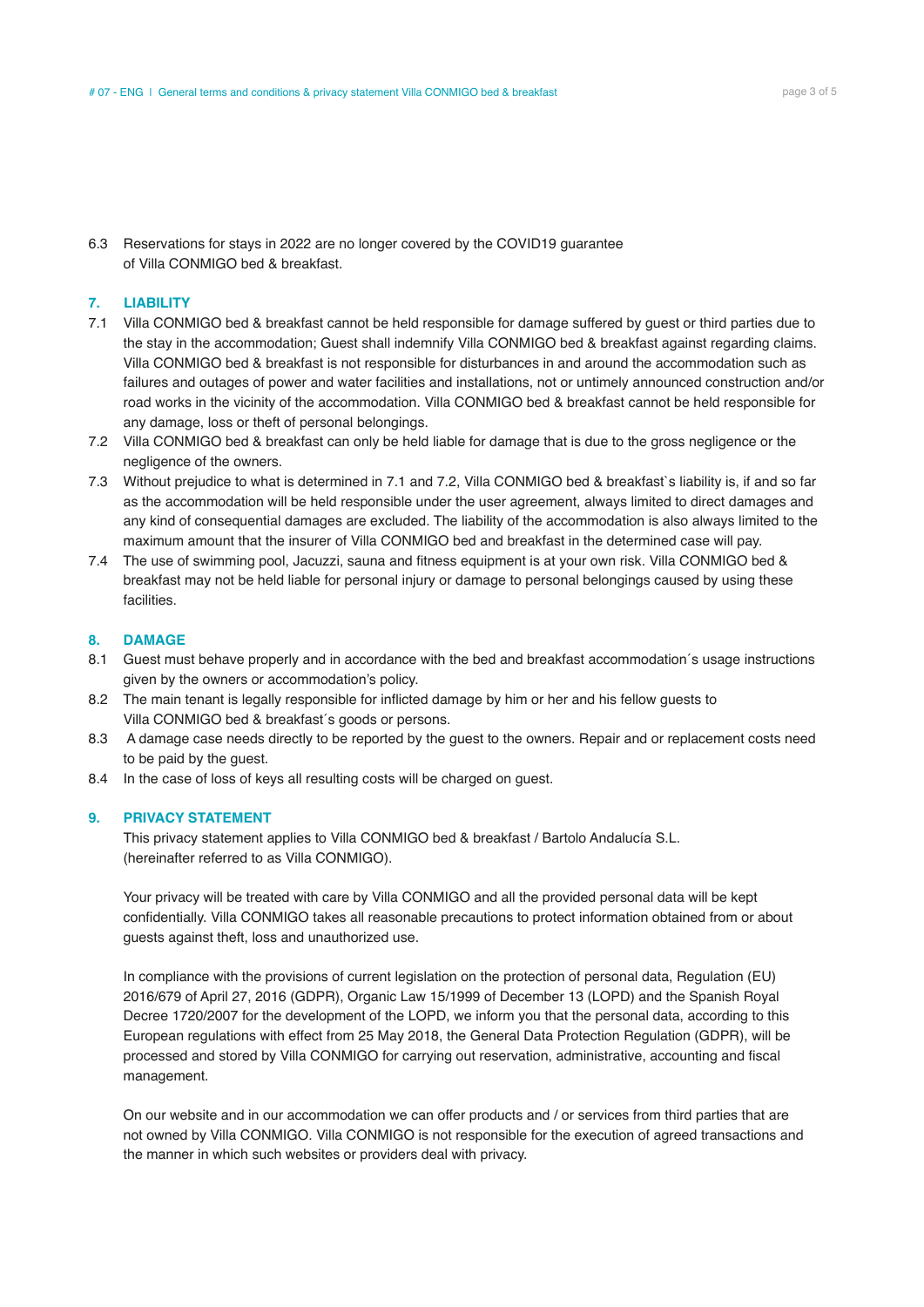6.3 Reservations for stays in 2022 are no longer covered by the COVID19 guarantee of Villa CONMIGO bed & breakfast.

## 7. LIABILITY

7.1 Villa CONMIGO bed & breakfast cannot be held responsible for damage suffered by guest or third parties due to the stay in the accommodation; Guest shall indemnify Villa CONMIGO bed & breakfast against regarding claims. Villa CONMIGO bed & breakfast is not responsible for disturbances in and around the accommodation such as failures and outages of power and water facilities and installations, not or untimely announced construction and/or road works in the vicinity of the accommodation. Villa CONMIGO bed & breakfast cannot be held responsible for any damage, loss or theft of personal belongings.

7.2 Villa CONMIGO bed & breakfast can only be held liable for damage that is due to the gross negligence or the negligence of the owners.

7.3 Without prejudice to what is determined in 7.1 and 7.2, Villa CONMIGO bed & breakfast`s liability is, if and so far as the accommodation will be held responsible under the user agreement, always limited to direct damages and any kind of consequential damages are excluded. The liability of the accommodation is also always limited to the maximum amount that the insurer of Villa CONMIGO bed and breakfast in the determined case will pay.

7.4 The use of swimming pool, Jacuzzi, sauna and fitness equipment is at your own risk. Villa CONMIGO bed & breakfast may not be held liable for personal injury or damage to personal belongings caused by using these facilities.

## 8. DAMAGE

8.1 Guest must behave properly and in accordance with the bed and breakfast accommodation´s usage instructions given by the owners or accommodation's policy.

8.2 The main tenant is legally responsible for inflicted damage by him or her and his fellow guests to Villa CONMIGO bed & breakfast´s goods or persons.

8.3 A damage case needs directly to be reported by the guest to the owners. Repair and or replacement costs need to be paid by the guest.

8.4 In the case of loss of keys all resulting costs will be charged on guest.

## 9. PRIVACY STATEMENT

This privacy statement applies to Villa CONMIGO bed & breakfast / Bartolo Andalucía S.L. (hereinafter referred to as Villa CONMIGO).

Your privacy will be treated with care by Villa CONMIGO and all the provided personal data will be kept confidentially. Villa CONMIGO takes all reasonable precautions to protect information obtained from or about guests against theft, loss and unauthorized use.

In compliance with the provisions of current legislation on the protection of personal data, Regulation (EU) 2016/679 of April 27, 2016 (GDPR), Organic Law 15/1999 of December 13 (LOPD) and the Spanish Royal Decree 1720/2007 for the development of the LOPD, we inform you that the personal data, according to this European regulations with effect from 25 May 2018, the General Data Protection Regulation (GDPR), will be processed and stored by Villa CONMIGO for carrying out reservation, administrative, accounting and fiscal management.

On our website and in our accommodation we can offer products and / or services from third parties that are not owned by Villa CONMIGO. Villa CONMIGO is not responsible for the execution of agreed transactions and the manner in which such websites or providers deal with privacy.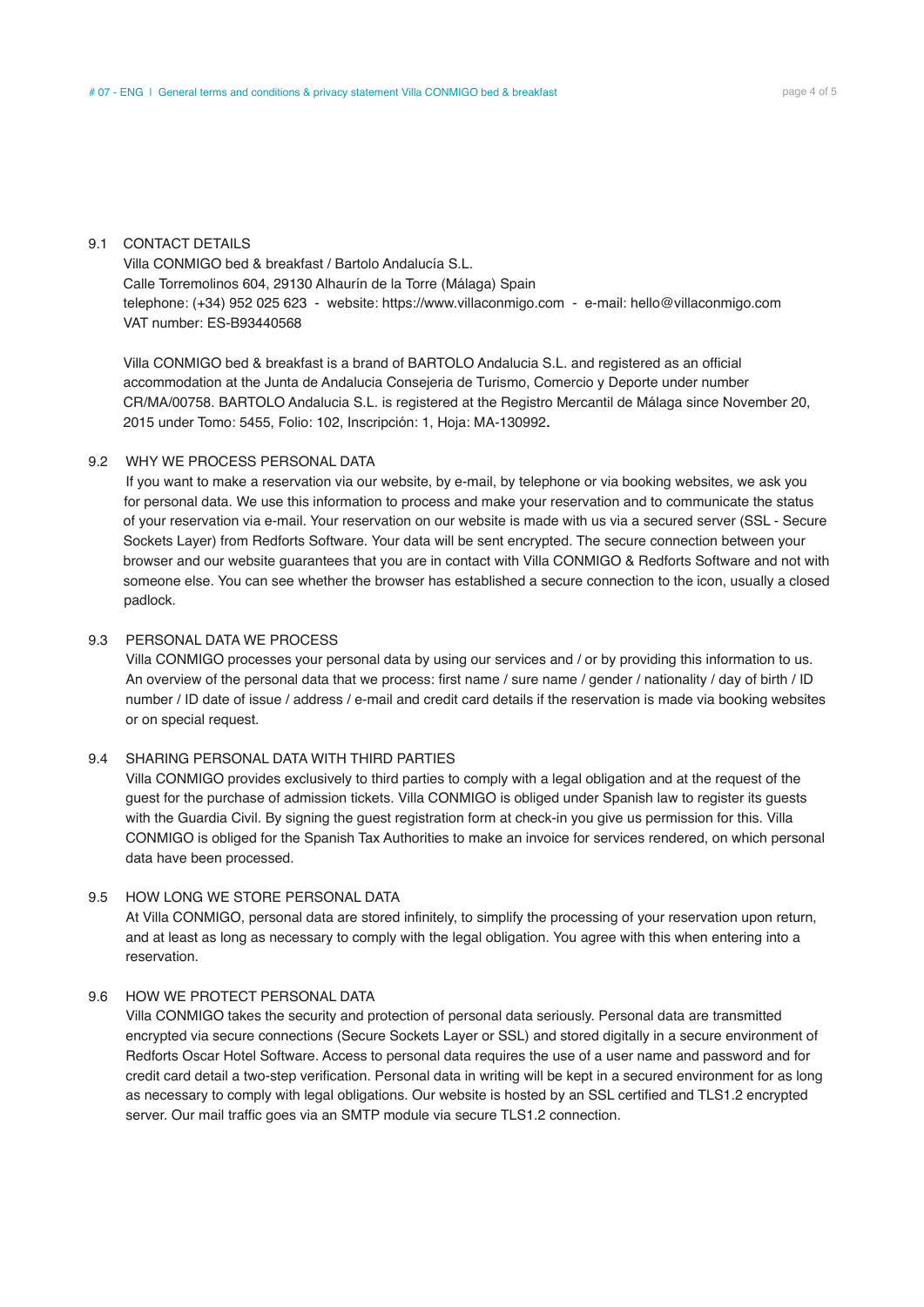## 9.1 CONTACT DETAILS

Villa CONMIGO bed & breakfast / Bartolo Andalucía S.L.
Calle Torremolinos 604, 29130 Alhaurín de la Torre (Málaga) Spain
telephone: (+34) 952 025 623 - website: https://www.villaconmigo.com - e-mail: hello@villaconmigo.com
VAT number: ES-B93440568

Villa CONMIGO bed & breakfast is a brand of BARTOLO Andalucia S.L. and registered as an official accommodation at the Junta de Andalucia Consejeria de Turismo, Comercio y Deporte under number CR/MA/00758. BARTOLO Andalucia S.L. is registered at the Registro Mercantil de Málaga since November 20, 2015 under Tomo: 5455, Folio: 102, Inscripción: 1, Hoja: MA-130992.

## 9.2 WHY WE PROCESS PERSONAL DATA

If you want to make a reservation via our website, by e-mail, by telephone or via booking websites, we ask you for personal data. We use this information to process and make your reservation and to communicate the status of your reservation via e-mail. Your reservation on our website is made with us via a secured server (SSL - Secure Sockets Layer) from Redforts Software. Your data will be sent encrypted. The secure connection between your browser and our website guarantees that you are in contact with Villa CONMIGO & Redforts Software and not with someone else. You can see whether the browser has established a secure connection to the icon, usually a closed padlock.

## 9.3 PERSONAL DATA WE PROCESS

Villa CONMIGO processes your personal data by using our services and / or by providing this information to us. An overview of the personal data that we process: first name / sure name / gender / nationality / day of birth / ID number / ID date of issue / address / e-mail and credit card details if the reservation is made via booking websites or on special request.

## 9.4 SHARING PERSONAL DATA WITH THIRD PARTIES

Villa CONMIGO provides exclusively to third parties to comply with a legal obligation and at the request of the guest for the purchase of admission tickets. Villa CONMIGO is obliged under Spanish law to register its guests with the Guardia Civil. By signing the guest registration form at check-in you give us permission for this. Villa CONMIGO is obliged for the Spanish Tax Authorities to make an invoice for services rendered, on which personal data have been processed.

## 9.5 HOW LONG WE STORE PERSONAL DATA

At Villa CONMIGO, personal data are stored infinitely, to simplify the processing of your reservation upon return, and at least as long as necessary to comply with the legal obligation. You agree with this when entering into a reservation.

## 9.6 HOW WE PROTECT PERSONAL DATA

Villa CONMIGO takes the security and protection of personal data seriously. Personal data are transmitted encrypted via secure connections (Secure Sockets Layer or SSL) and stored digitally in a secure environment of Redforts Oscar Hotel Software. Access to personal data requires the use of a user name and password and for credit card detail a two-step verification. Personal data in writing will be kept in a secured environment for as long as necessary to comply with legal obligations. Our website is hosted by an SSL certified and TLS1.2 encrypted server. Our mail traffic goes via an SMTP module via secure TLS1.2 connection.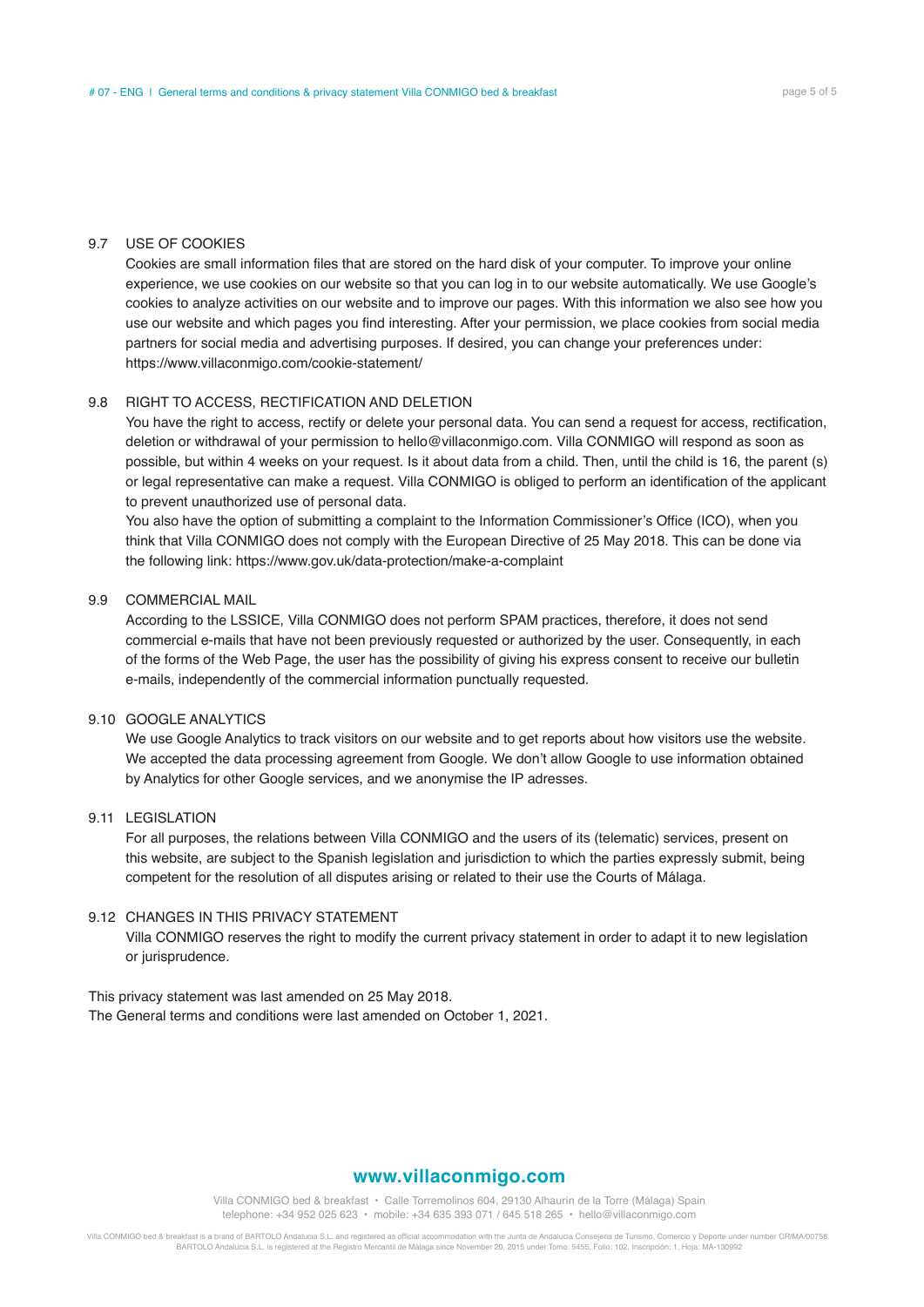### 9.7 USE OF COOKIES

Cookies are small information files that are stored on the hard disk of your computer. To improve your online experience, we use cookies on our website so that you can log in to our website automatically. We use Google's cookies to analyze activities on our website and to improve our pages. With this information we also see how you use our website and which pages you find interesting. After your permission, we place cookies from social media partners for social media and advertising purposes. If desired, you can change your preferences under: https://www.villaconmigo.com/cookie-statement/

### 9.8 RIGHT TO ACCESS, RECTIFICATION AND DELETION

You have the right to access, rectify or delete your personal data. You can send a request for access, rectification, deletion or withdrawal of your permission to hello@villaconmigo.com. Villa CONMIGO will respond as soon as possible, but within 4 weeks on your request. Is it about data from a child. Then, until the child is 16, the parent (s) or legal representative can make a request. Villa CONMIGO is obliged to perform an identification of the applicant to prevent unauthorized use of personal data.

You also have the option of submitting a complaint to the Information Commissioner's Office (ICO), when you think that Villa CONMIGO does not comply with the European Directive of 25 May 2018. This can be done via the following link: https://www.gov.uk/data-protection/make-a-complaint

### 9.9 COMMERCIAL MAIL

According to the LSSICE, Villa CONMIGO does not perform SPAM practices, therefore, it does not send commercial e-mails that have not been previously requested or authorized by the user. Consequently, in each of the forms of the Web Page, the user has the possibility of giving his express consent to receive our bulletin e-mails, independently of the commercial information punctually requested.

### 9.10 GOOGLE ANALYTICS

We use Google Analytics to track visitors on our website and to get reports about how visitors use the website. We accepted the data processing agreement from Google. We don't allow Google to use information obtained by Analytics for other Google services, and we anonymise the IP adresses.

### 9.11 LEGISLATION

For all purposes, the relations between Villa CONMIGO and the users of its (telematic) services, present on this website, are subject to the Spanish legislation and jurisdiction to which the parties expressly submit, being competent for the resolution of all disputes arising or related to their use the Courts of Málaga.

### 9.12 CHANGES IN THIS PRIVACY STATEMENT

Villa CONMIGO reserves the right to modify the current privacy statement in order to adapt it to new legislation or jurisprudence.

This privacy statement was last amended on 25 May 2018.
The General terms and conditions were last amended on October 1, 2021.

**www.villaconmigo.com**

Villa CONMIGO bed & breakfast • Calle Torremolinos 604, 29130 Alhaurín de la Torre (Málaga) Spain
telephone: +34 952 025 623 • mobile: +34 635 393 071 / 645 518 265 • hello@villaconmigo.com

Villa CONMIGO bed & breakfast is a brand of BARTOLO Andalucia S.L. and registered as official accommodation with the Junta de Andalucia Consejeria de Turismo, Comercio y Deporte under number CR/MA/00758.
BARTOLO Andalucia S.L. is registered at the Registro Mercantil de Málaga since November 20, 2015 under Tomo: 5455, Folio: 102, Inscripción: 1, Hoja: MA-130992